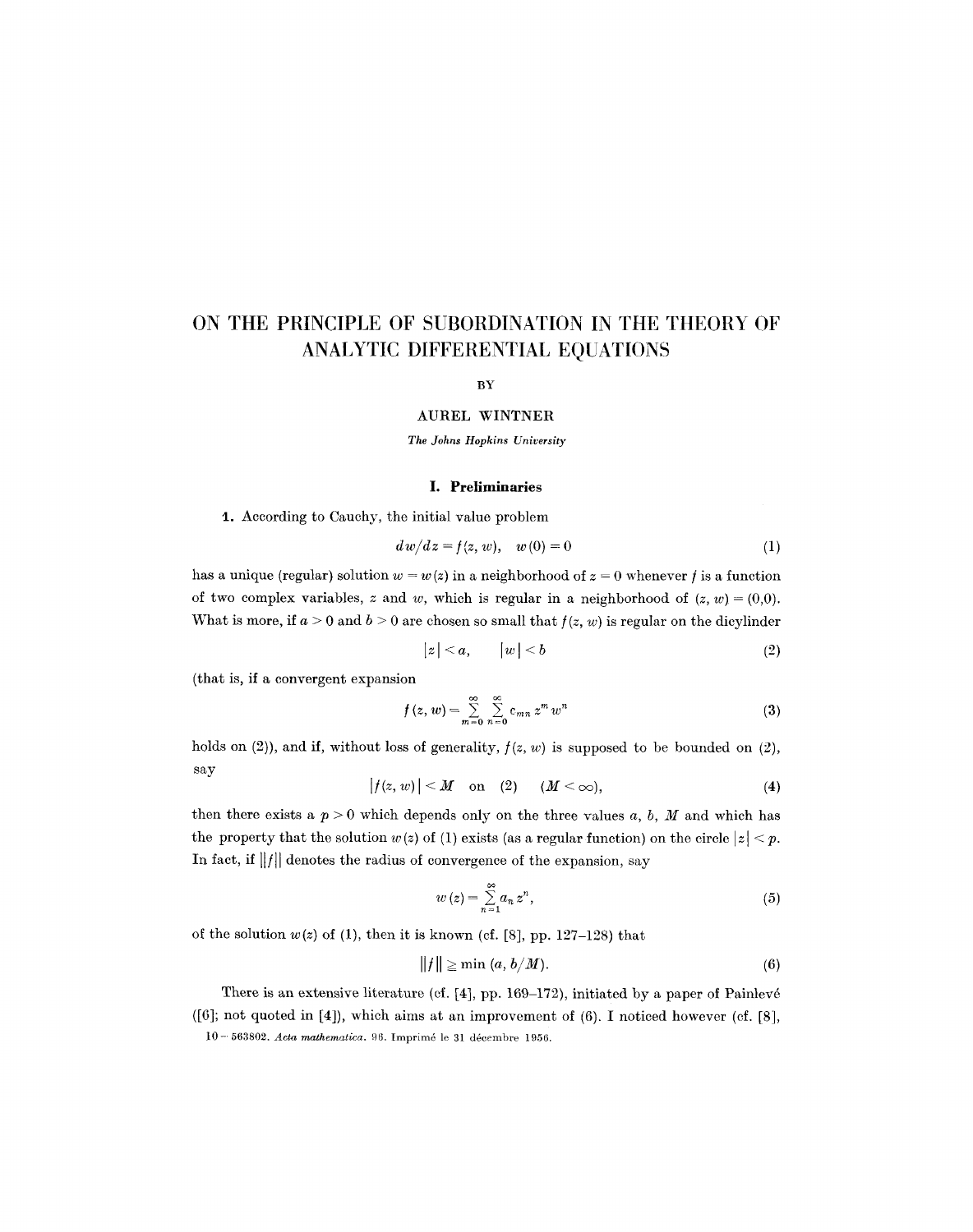# ON THE PRINCIPLE OF SUBORDINATION IN THE THEORY OF ANALYTIC DIFFERENTIAL EQUATIONS

BY

AUREL WINTNER

*The Johns Hopkins University*

## I. Preliminaries

**1.** According to Cauchy, the initial value problem

$$dw/dz = f(z, w), \quad w(0) = 0 \tag{1}$$

has a unique (regular) solution $w = w(z)$ in a neighborhood of $z = 0$ whenever $f$ is a function of two complex variables, $z$ and $w$, which is regular in a neighborhood of $(z, w) = (0,0)$. What is more, if $a > 0$ and $b > 0$ are chosen so small that $f(z, w)$ is regular on the dicylinder

$$|z| < a, \qquad |w| < b \tag{2}$$

(that is, if a convergent expansion

$$f(z, w) = \sum_{m=0}^{\infty} \sum_{n=0}^{\infty} c_{mn} z^m w^n \tag{3}$$

holds on (2)), and if, without loss of generality, $f(z, w)$ is supposed to be bounded on (2), say

$$|f(z, w)| < M \quad \text{on} \quad (2) \quad (M < \infty), \tag{4}$$

then there exists a $p > 0$ which depends only on the three values $a$, $b$, $M$ and which has the property that the solution $w(z)$ of (1) exists (as a regular function) on the circle $|z| < p$. In fact, if $\|f\|$ denotes the radius of convergence of the expansion, say

$$w(z) = \sum_{n=1}^{\infty} a_n z^n, \tag{5}$$

of the solution $w(z)$ of (1), then it is known (cf. [8], pp. 127–128) that

$$\|f\| \geq \min(a, b/M). \tag{6}$$

There is an extensive literature (cf. [4], pp. 169–172), initiated by a paper of Painlevé ([6]; not quoted in [4]), which aims at an improvement of (6). I noticed however (cf. [8],

10 – 563802. *Acta mathematica*. 96. Imprimé le 31 décembre 1956.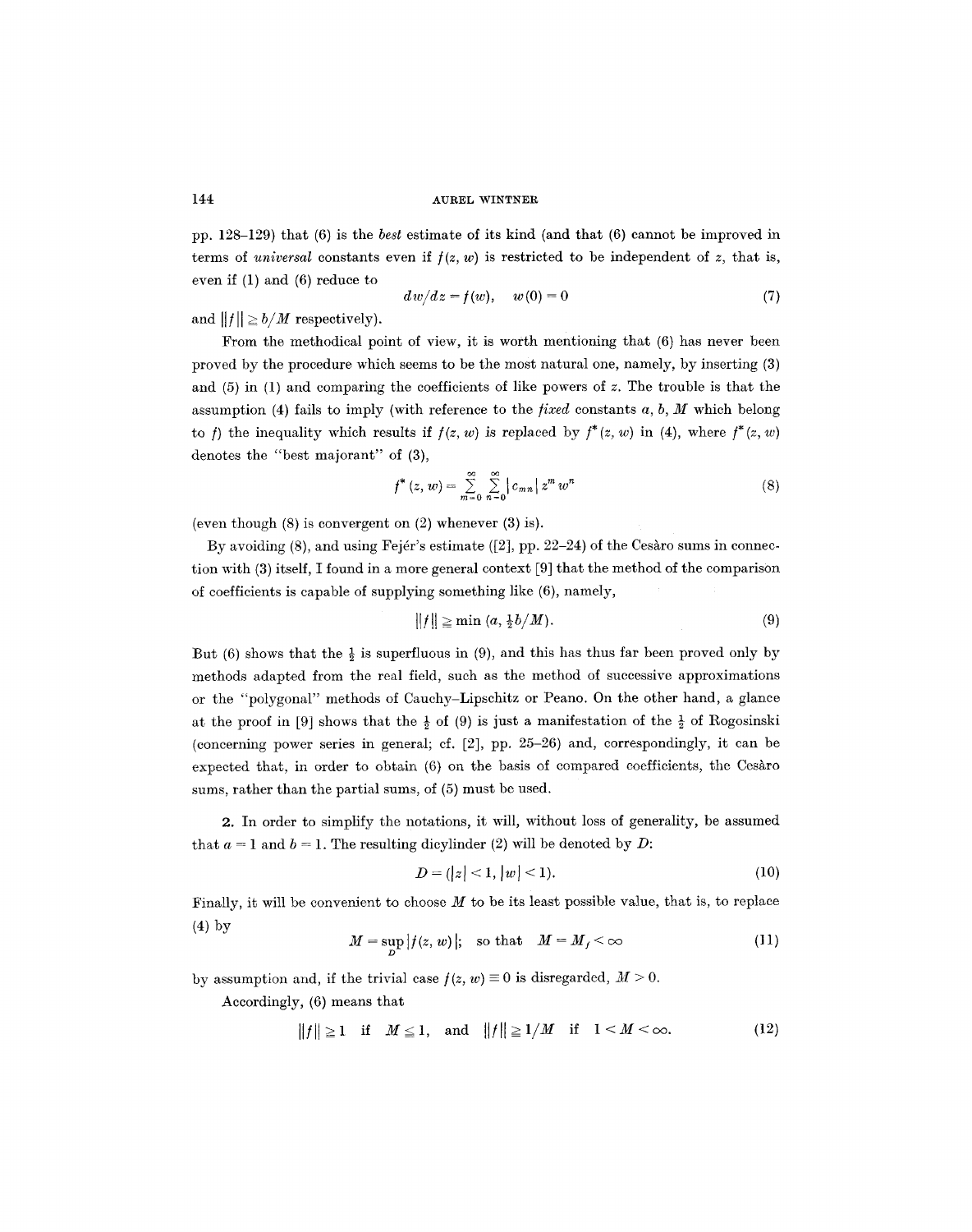pp. 128–129) that (6) is the *best* estimate of its kind (and that (6) cannot be improved in terms of *universal* constants even if $f(z, w)$ is restricted to be independent of $z$, that is, even if (1) and (6) reduce to

$$dw/dz = f(w), \quad w(0) = 0 \tag{7}$$

and $\|f\| \geq b/M$ respectively).

From the methodical point of view, it is worth mentioning that (6) has never been proved by the procedure which seems to be the most natural one, namely, by inserting (3) and (5) in (1) and comparing the coefficients of like powers of $z$. The trouble is that the assumption (4) fails to imply (with reference to the *fixed* constants $a$, $b$, $M$ which belong to $f$) the inequality which results if $f(z, w)$ is replaced by $f^*(z, w)$ in (4), where $f^*(z, w)$ denotes the "best majorant" of (3),

$$f^*(z, w) = \sum_{m=0}^{\infty} \sum_{n=0}^{\infty} |c_{mn}| z^m w^n \tag{8}$$

(even though (8) is convergent on (2) whenever (3) is).

By avoiding (8), and using Fejér's estimate ([2], pp. 22–24) of the Cesàro sums in connection with (3) itself, I found in a more general context [9] that the method of the comparison of coefficients is capable of supplying something like (6), namely,

$$\|f\| \geq \min (a, \tfrac{1}{2} b/M). \tag{9}$$

But (6) shows that the $\frac{1}{2}$ is superfluous in (9), and this has thus far been proved only by methods adapted from the real field, such as the method of successive approximations or the "polygonal" methods of Cauchy–Lipschitz or Peano. On the other hand, a glance at the proof in [9] shows that the $\frac{1}{2}$ of (9) is just a manifestation of the $\frac{1}{2}$ of Rogosinski (concerning power series in general; cf. [2], pp. 25–26) and, correspondingly, it can be expected that, in order to obtain (6) on the basis of compared coefficients, the Cesàro sums, rather than the partial sums, of (5) must be used.

**2.** In order to simplify the notations, it will, without loss of generality, be assumed that $a = 1$ and $b = 1$. The resulting dicylinder (2) will be denoted by $D$:

$$D = (|z| < 1, |w| < 1). \tag{10}$$

Finally, it will be convenient to choose $M$ to be its least possible value, that is, to replace (4) by

$$M = \sup_D |f(z, w)|; \quad \text{so that} \quad M = M_f < \infty \tag{11}$$

by assumption and, if the trivial case $f(z, w) \equiv 0$ is disregarded, $M > 0$.

Accordingly, (6) means that

$$\|f\| \geq 1 \quad \text{if} \quad M \leq 1, \quad \text{and} \quad \|f\| \geq 1/M \quad \text{if} \quad 1 < M < \infty. \tag{12}$$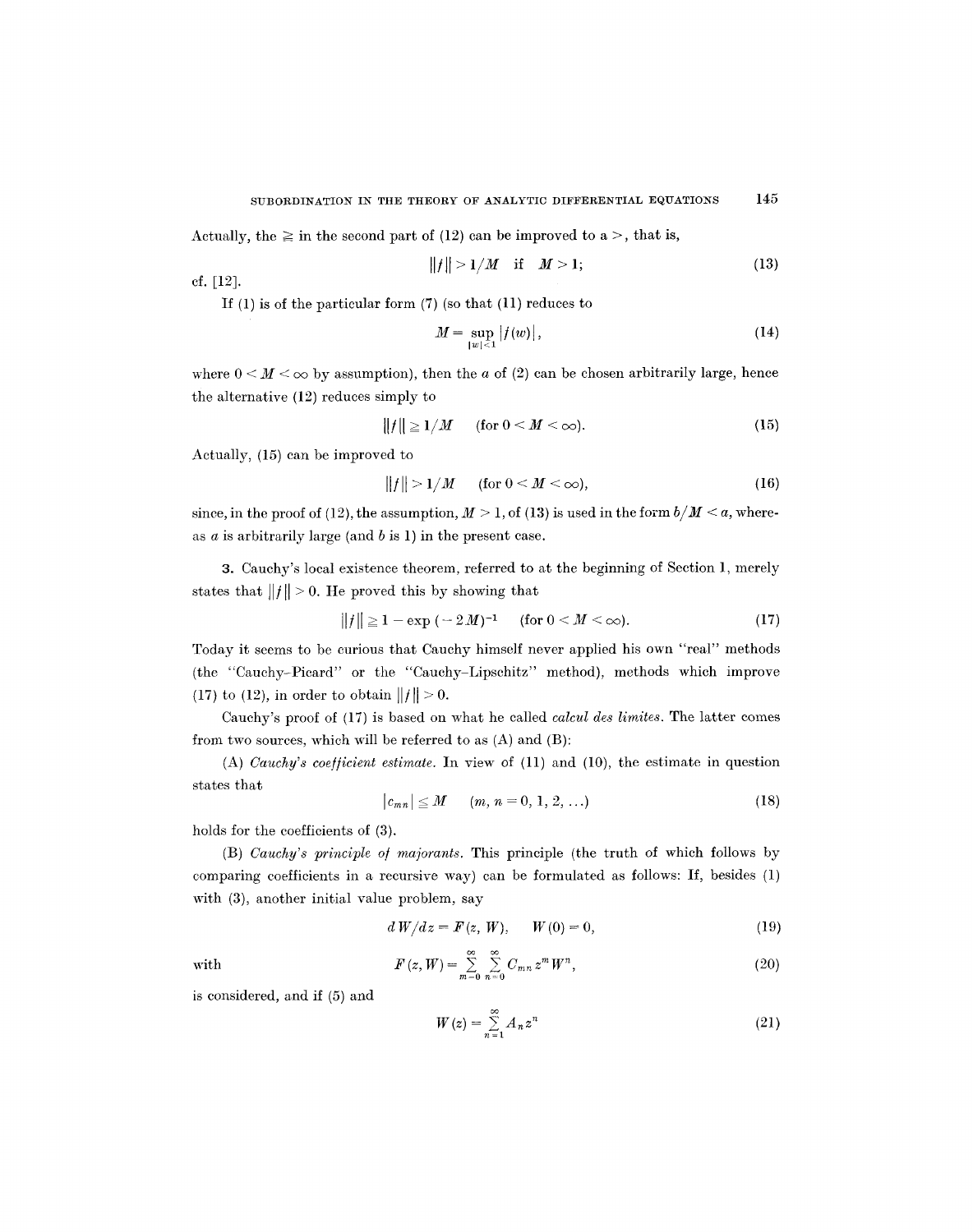Actually, the $\geqq$ in the second part of (12) can be improved to a $>$, that is,

$$\|f\| > 1/M \quad \text{if} \quad M > 1; \tag{13}$$

cf. [12].

If (1) is of the particular form (7) (so that (11) reduces to

$$M = \sup_{|w|<1} |f(w)|, \tag{14}$$

where $0 < M < \infty$ by assumption), then the $a$ of (2) can be chosen arbitrarily large, hence the alternative (12) reduces simply to

$$\|f\| \geqq 1/M \qquad (\text{for } 0 < M < \infty). \tag{15}$$

Actually, (15) can be improved to

$$\|f\| > 1/M \qquad (\text{for } 0 < M < \infty), \tag{16}$$

since, in the proof of (12), the assumption, $M > 1$, of (13) is used in the form $b/M < a$, whereas $a$ is arbitrarily large (and $b$ is 1) in the present case.

**3.** Cauchy's local existence theorem, referred to at the beginning of Section 1, merely states that $\|f\| > 0$. He proved this by showing that

$$\|f\| \geqq 1 - \exp(-2M)^{-1} \qquad (\text{for } 0 < M < \infty). \tag{17}$$

Today it seems to be curious that Cauchy himself never applied his own "real" methods (the "Cauchy-Picard" or the "Cauchy-Lipschitz" method), methods which improve (17) to (12), in order to obtain $\|f\| > 0$.

Cauchy's proof of (17) is based on what he called *calcul des limites*. The latter comes from two sources, which will be referred to as (A) and (B):

(A) *Cauchy's coefficient estimate.* In view of (11) and (10), the estimate in question states that

$$|c_{mn}| \leqq M \qquad (m, n = 0, 1, 2, \ldots) \tag{18}$$

holds for the coefficients of (3).

(B) *Cauchy's principle of majorants.* This principle (the truth of which follows by comparing coefficients in a recursive way) can be formulated as follows: If, besides (1) with (3), another initial value problem, say

$$dW/dz = F(z, W), \qquad W(0) = 0, \tag{19}$$

with

$$F(z, W) = \sum_{m=0}^{\infty} \sum_{n=0}^{\infty} C_{mn} z^m W^n, \tag{20}$$

is considered, and if (5) and

$$W(z) = \sum_{n=1}^{\infty} A_n z^n \tag{21}$$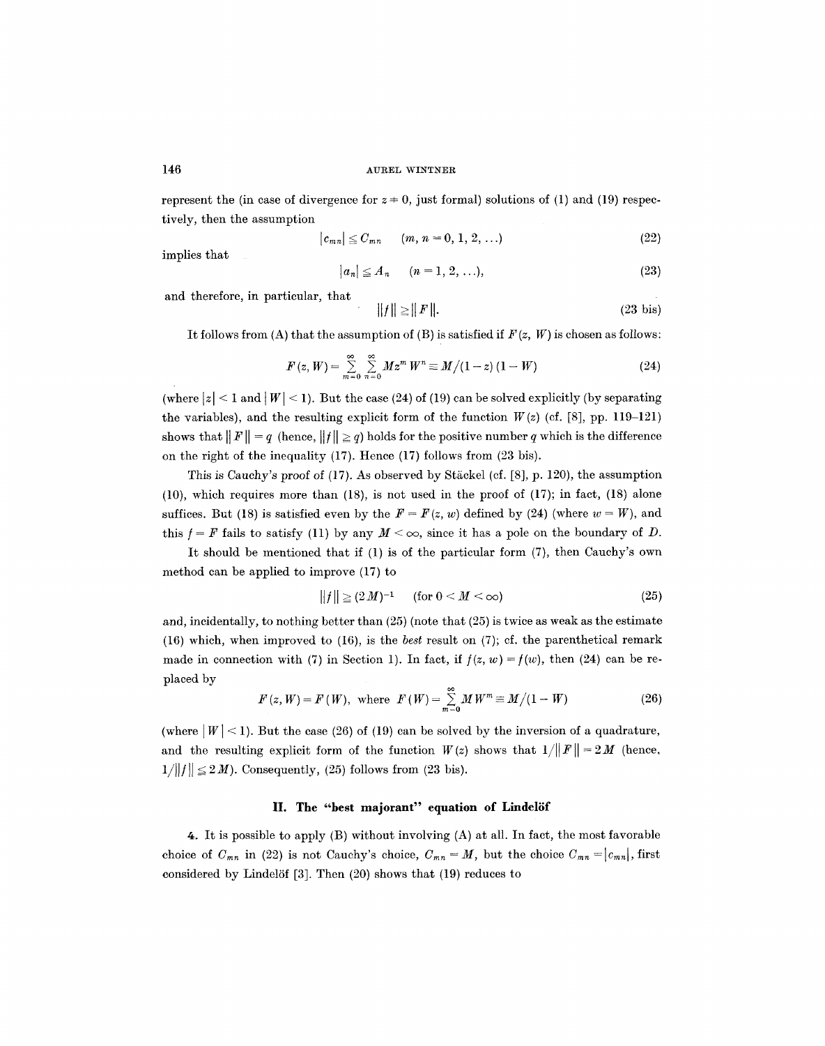represent the (in case of divergence for $z \neq 0$, just formal) solutions of (1) and (19) respectively, then the assumption

$$|c_{mn}| \leq C_{mn} \qquad (m, n = 0, 1, 2, \ldots) \tag{22}$$

implies that

$$|a_n| \leq A_n \qquad (n = 1, 2, \ldots), \tag{23}$$

and therefore, in particular, that

$$\|f\| \geq \|F\|. \tag{23 bis}$$

It follows from (A) that the assumption of (B) is satisfied if $F(z, W)$ is chosen as follows:

$$F(z, W) = \sum_{m=0}^{\infty} \sum_{n=0}^{\infty} M z^m W^n \equiv M/(1-z)(1-W) \tag{24}$$

(where $|z| < 1$ and $|W| < 1$). But the case (24) of (19) can be solved explicitly (by separating the variables), and the resulting explicit form of the function $W(z)$ (cf. [8], pp. 119–121) shows that $\|F\| = q$ (hence, $\|f\| \geq q$) holds for the positive number $q$ which is the difference on the right of the inequality (17). Hence (17) follows from (23 bis).

This is Cauchy's proof of (17). As observed by Stäckel (cf. [8], p. 120), the assumption (10), which requires more than (18), is not used in the proof of (17); in fact, (18) alone suffices. But (18) is satisfied even by the $F = F(z, w)$ defined by (24) (where $w = W$), and this $f = F$ fails to satisfy (11) by any $M < \infty$, since it has a pole on the boundary of $D$.

It should be mentioned that if (1) is of the particular form (7), then Cauchy's own method can be applied to improve (17) to

$$\|f\| \geq (2M)^{-1} \qquad (\text{for } 0 < M < \infty) \tag{25}$$

and, incidentally, to nothing better than (25) (note that (25) is twice as weak as the estimate (16) which, when improved to (16), is the *best* result on (7); cf. the parenthetical remark made in connection with (7) in Section 1). In fact, if $f(z, w) = f(w)$, then (24) can be replaced by

$$F(z, W) = F(W), \text{ where } F(W) = \sum_{m=0}^{\infty} M W^m \equiv M/(1-W) \tag{26}$$

(where $|W| < 1$). But the case (26) of (19) can be solved by the inversion of a quadrature, and the resulting explicit form of the function $W(z)$ shows that $1/\|F\| = 2M$ (hence, $1/\|f\| \leq 2M$). Consequently, (25) follows from (23 bis).

## II. The "best majorant" equation of Lindelöf

4. It is possible to apply (B) without involving (A) at all. In fact, the most favorable choice of $C_{mn}$ in (22) is not Cauchy's choice, $C_{mn} = M$, but the choice $C_{mn} = |c_{mn}|$, first considered by Lindelöf [3]. Then (20) shows that (19) reduces to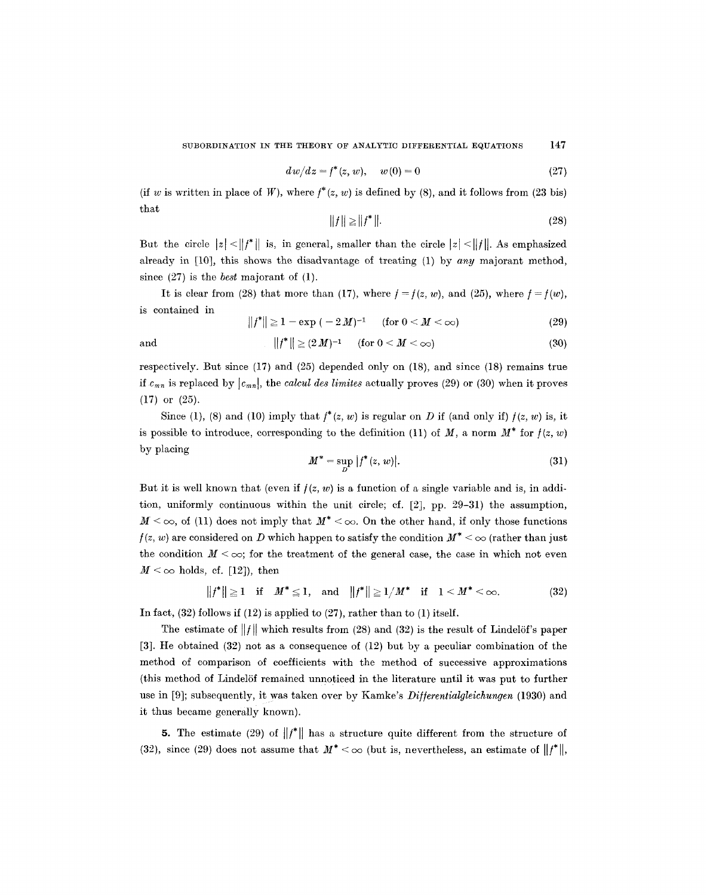$$dw/dz = f^*(z, w), \quad w(0) = 0 \tag{27}$$

(if $w$ is written in place of $W$), where $f^*(z, w)$ is defined by (8), and it follows from (23 bis) that

$$\|f\| \geqq \|f^*\|. \tag{28}$$

But the circle $|z| < \|f^*\|$ is, in general, smaller than the circle $|z| < \|f\|$. As emphasized already in [10], this shows the disadvantage of treating (1) by *any* majorant method, since (27) is the *best* majorant of (1).

It is clear from (28) that more than (17), where $f = f(z, w)$, and (25), where $f = f(w)$, is contained in

$$\|f^*\| \geqq 1 - \exp(-2M)^{-1} \quad (\text{for } 0 < M < \infty) \tag{29}$$

and

$$\|f^*\| \geqq (2M)^{-1} \quad (\text{for } 0 < M < \infty) \tag{30}$$

respectively. But since (17) and (25) depended only on (18), and since (18) remains true if $c_{mn}$ is replaced by $|c_{mn}|$, the *calcul des limites* actually proves (29) or (30) when it proves (17) or (25).

Since (1), (8) and (10) imply that $f^*(z, w)$ is regular on $D$ if (and only if) $f(z, w)$ is, it is possible to introduce, corresponding to the definition (11) of $M$, a norm $M^*$ for $f(z, w)$ by placing

$$M^* = \sup_D |f^*(z, w)|. \tag{31}$$

But it is well known that (even if $f(z, w)$ is a function of a single variable and is, in addition, uniformly continuous within the unit circle; cf. [2], pp. 29–31) the assumption, $M < \infty$, of (11) does not imply that $M^* < \infty$. On the other hand, if only those functions $f(z, w)$ are considered on $D$ which happen to satisfy the condition $M^* < \infty$ (rather than just the condition $M < \infty$; for the treatment of the general case, the case in which not even $M < \infty$ holds, cf. [12]), then

$$\|f^*\| \geqq 1 \quad \text{if} \quad M^* \leqq 1, \quad \text{and} \quad \|f^*\| \geqq 1/M^* \quad \text{if} \quad 1 < M^* < \infty. \tag{32}$$

In fact, (32) follows if (12) is applied to (27), rather than to (1) itself.

The estimate of $\|f\|$ which results from (28) and (32) is the result of Lindelöf's paper [3]. He obtained (32) not as a consequence of (12) but by a peculiar combination of the method of comparison of coefficients with the method of successive approximations (this method of Lindelöf remained unnoticed in the literature until it was put to further use in [9]; subsequently, it was taken over by Kamke's *Differentialgleichungen* (1930) and it thus became generally known).

**5.** The estimate (29) of $\|f^*\|$ has a structure quite different from the structure of (32), since (29) does not assume that $M^* < \infty$ (but is, nevertheless, an estimate of $\|f^*\|$,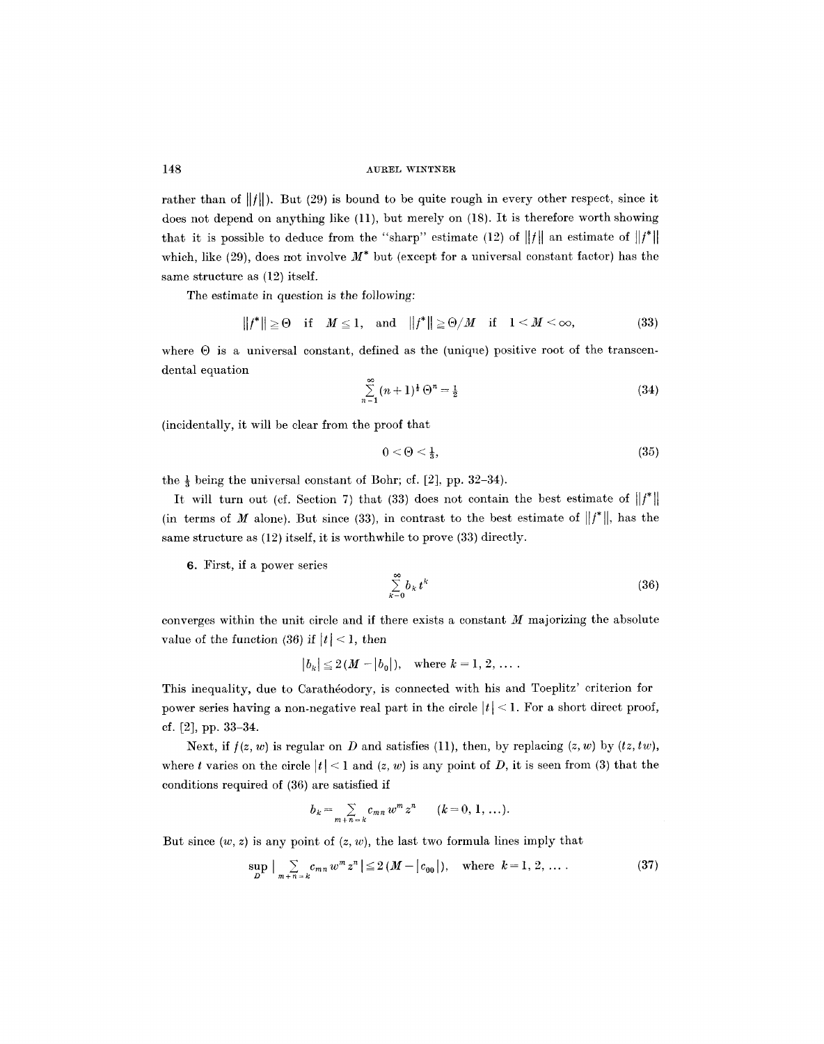rather than of $\|f\|$). But (29) is bound to be quite rough in every other respect, since it does not depend on anything like (11), but merely on (18). It is therefore worth showing that it is possible to deduce from the "sharp" estimate (12) of $\|f\|$ an estimate of $\|f^*\|$ which, like (29), does not involve $M^*$ but (except for a universal constant factor) has the same structure as (12) itself.

The estimate in question is the following:

$$\|f^*\| \geq \Theta \quad \text{if} \quad M \leq 1, \quad \text{and} \quad \|f^*\| \geq \Theta/M \quad \text{if} \quad 1 < M < \infty, \tag{33}$$

where $\Theta$ is a universal constant, defined as the (unique) positive root of the transcendental equation

$$\sum_{n=1}^{\infty} (n+1)^{\frac{1}{2}} \Theta^n = \tfrac{1}{2} \tag{34}$$

(incidentally, it will be clear from the proof that

$$0 < \Theta < \tfrac{1}{3}, \tag{35}$$

the $\frac{1}{3}$ being the universal constant of Bohr; cf. [2], pp. 32–34).

It will turn out (cf. Section 7) that (33) does not contain the best estimate of $\|f^*\|$ (in terms of $M$ alone). But since (33), in contrast to the best estimate of $\|f^*\|$, has the same structure as (12) itself, it is worthwhile to prove (33) directly.

**6.** First, if a power series

$$\sum_{k=0}^{\infty} b_k t^k \tag{36}$$

converges within the unit circle and if there exists a constant $M$ majorizing the absolute value of the function (36) if $|t| < 1$, then

$$|b_k| \leq 2(M - |b_0|), \quad \text{where } k = 1, 2, \ldots.$$

This inequality, due to Carathéodory, is connected with his and Toeplitz' criterion for power series having a non-negative real part in the circle $|t| < 1$. For a short direct proof, cf. [2], pp. 33–34.

Next, if $f(z, w)$ is regular on $D$ and satisfies (11), then, by replacing $(z, w)$ by $(tz, tw)$, where $t$ varies on the circle $|t| < 1$ and $(z, w)$ is any point of $D$, it is seen from (3) that the conditions required of (36) are satisfied if

$$b_k = \sum_{m+n=k} c_{mn} w^m z^n \qquad (k = 0, 1, \ldots).$$

But since $(w, z)$ is any point of $(z, w)$, the last two formula lines imply that

$$\sup_D \Big| \sum_{m+n=k} c_{mn} w^m z^n \Big| \leq 2(M - |c_{00}|), \quad \text{where } k = 1, 2, \ldots. \tag{37}$$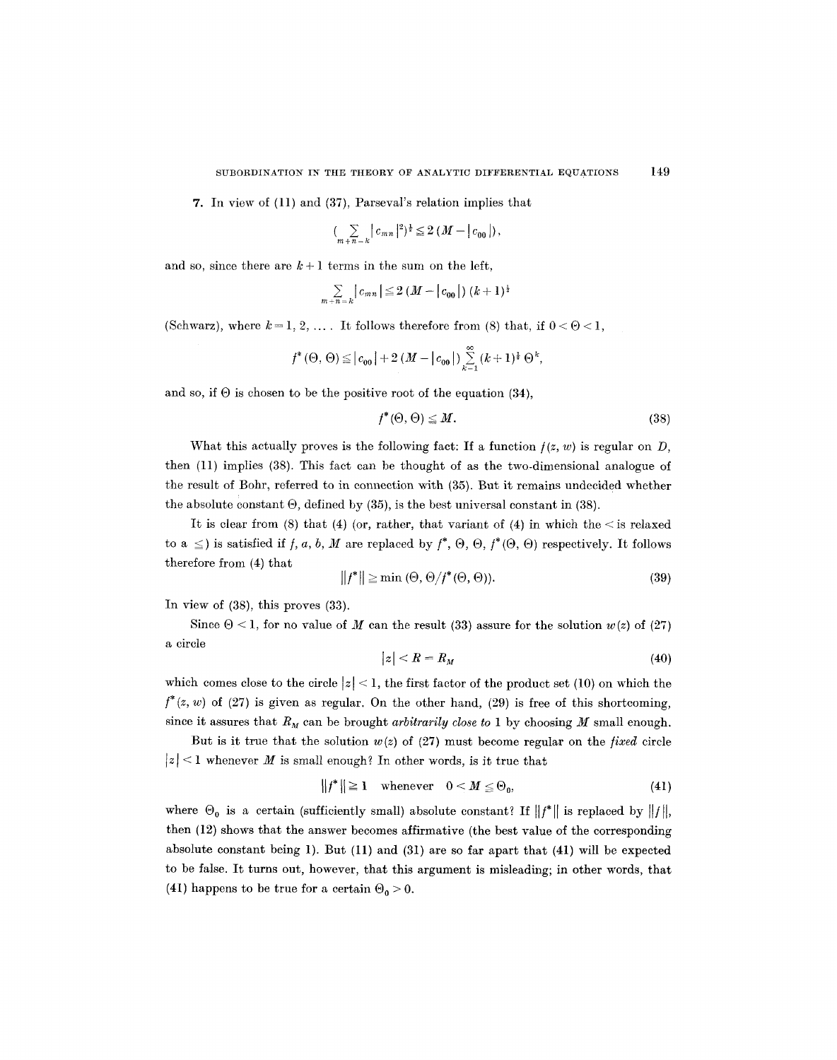**7.** In view of (11) and (37), Parseval's relation implies that

$$\left(\sum_{m+n=k} |c_{mn}|^2\right)^{\frac{1}{2}} \leq 2\,(M - |c_{00}|),$$

and so, since there are $k+1$ terms in the sum on the left,

$$\sum_{m+n=k} |c_{mn}| \leq 2\,(M - |c_{00}|)\,(k+1)^{\frac{1}{2}}$$

(Schwarz), where $k = 1, 2, \ldots$. It follows therefore from (8) that, if $0 < \Theta < 1$,

$$f^*(\Theta, \Theta) \leq |c_{00}| + 2\,(M - |c_{00}|) \sum_{k=1}^{\infty} (k+1)^{\frac{1}{2}}\, \Theta^k,$$

and so, if $\Theta$ is chosen to be the positive root of the equation (34),

$$f^*(\Theta, \Theta) \leq M. \tag{38}$$

What this actually proves is the following fact: If a function $f(z, w)$ is regular on $D$, then (11) implies (38). This fact can be thought of as the two-dimensional analogue of the result of Bohr, referred to in connection with (35). But it remains undecided whether the absolute constant $\Theta$, defined by (35), is the best universal constant in (38).

It is clear from (8) that (4) (or, rather, that variant of (4) in which the $<$ is relaxed to a $\leq$) is satisfied if $f, a, b, M$ are replaced by $f^*$, $\Theta$, $\Theta$, $f^*(\Theta, \Theta)$ respectively. It follows therefore from (4) that

$$\|f^*\| \geq \min\,(\Theta, \Theta / f^*(\Theta, \Theta)). \tag{39}$$

In view of (38), this proves (33).

Since $\Theta < 1$, for no value of $M$ can the result (33) assure for the solution $w(z)$ of (27) a circle

$$|z| < R = R_M \tag{40}$$

which comes close to the circle $|z| < 1$, the first factor of the product set (10) on which the $f^*(z, w)$ of (27) is given as regular. On the other hand, (29) is free of this shortcoming, since it assures that $R_M$ can be brought *arbitrarily close to* 1 by choosing $M$ small enough.

But is it true that the solution $w(z)$ of (27) must become regular on the *fixed* circle $|z| < 1$ whenever $M$ is small enough? In other words, is it true that

$$\|f^*\| \geq 1 \quad \text{whenever} \quad 0 < M \leq \Theta_0, \tag{41}$$

where $\Theta_0$ is a certain (sufficiently small) absolute constant? If $\|f^*\|$ is replaced by $\|f\|$, then (12) shows that the answer becomes affirmative (the best value of the corresponding absolute constant being 1). But (11) and (31) are so far apart that (41) will be expected to be false. It turns out, however, that this argument is misleading; in other words, that (41) happens to be true for a certain $\Theta_0 > 0$.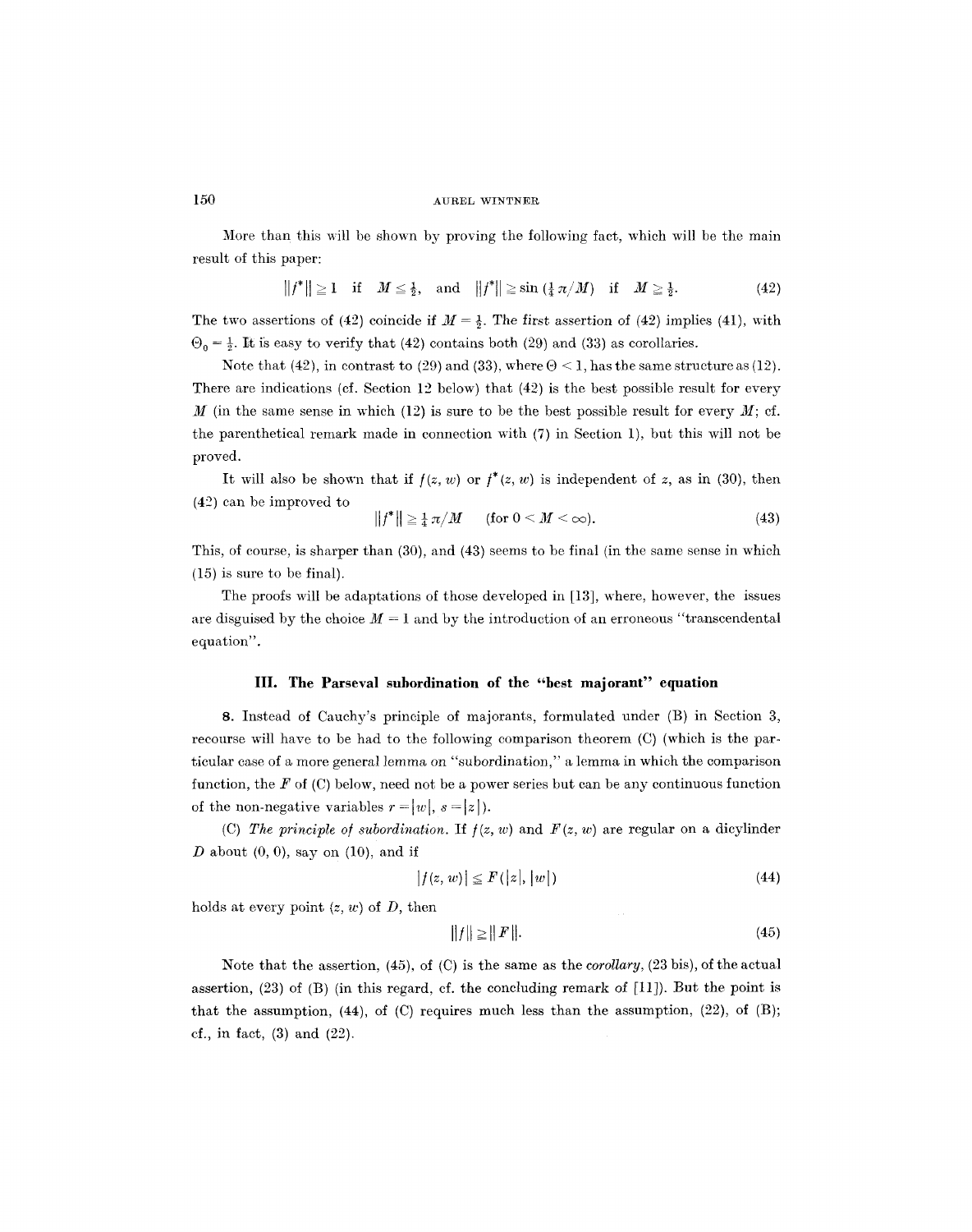More than this will be shown by proving the following fact, which will be the main result of this paper:

$$\|f^*\| \geq 1 \quad \text{if} \quad M \leq \tfrac{1}{2}, \quad \text{and} \quad \|f^*\| \geq \sin\left(\tfrac{1}{4}\pi/M\right) \quad \text{if} \quad M \geq \tfrac{1}{2}. \tag{42}$$

The two assertions of (42) coincide if $M = \frac{1}{2}$. The first assertion of (42) implies (41), with $\Theta_0 = \frac{1}{2}$. It is easy to verify that (42) contains both (29) and (33) as corollaries.

Note that (42), in contrast to (29) and (33), where $\Theta < 1$, has the same structure as (12). There are indications (cf. Section 12 below) that (42) is the best possible result for every $M$ (in the same sense in which (12) is sure to be the best possible result for every $M$; cf. the parenthetical remark made in connection with (7) in Section 1), but this will not be proved.

It will also be shown that if $f(z, w)$ or $f^*(z, w)$ is independent of $z$, as in (30), then (42) can be improved to

$$\|f^*\| \geq \tfrac{1}{4}\pi/M \qquad (\text{for } 0 < M < \infty). \tag{43}$$

This, of course, is sharper than (30), and (43) seems to be final (in the same sense in which (15) is sure to be final).

The proofs will be adaptations of those developed in [13], where, however, the issues are disguised by the choice $M = 1$ and by the introduction of an erroneous "transcendental equation".

## III. The Parseval subordination of the "best majorant" equation

**8.** Instead of Cauchy's principle of majorants, formulated under (B) in Section 3, recourse will have to be had to the following comparison theorem (C) (which is the particular case of a more general lemma on "subordination," a lemma in which the comparison function, the $F$ of (C) below, need not be a power series but can be any continuous function of the non-negative variables $r = |w|$, $s = |z|$).

(C) *The principle of subordination.* If $f(z, w)$ and $F(z, w)$ are regular on a dicylinder $D$ about $(0, 0)$, say on (10), and if

$$|f(z, w)| \leq F(|z|, |w|) \tag{44}$$

holds at every point $(z, w)$ of $D$, then

$$\|f\| \geq \|F\|. \tag{45}$$

Note that the assertion, (45), of (C) is the same as the *corollary*, (23 bis), of the actual assertion, (23) of (B) (in this regard, cf. the concluding remark of [11]). But the point is that the assumption, (44), of (C) requires much less than the assumption, (22), of (B); cf., in fact, (3) and (22).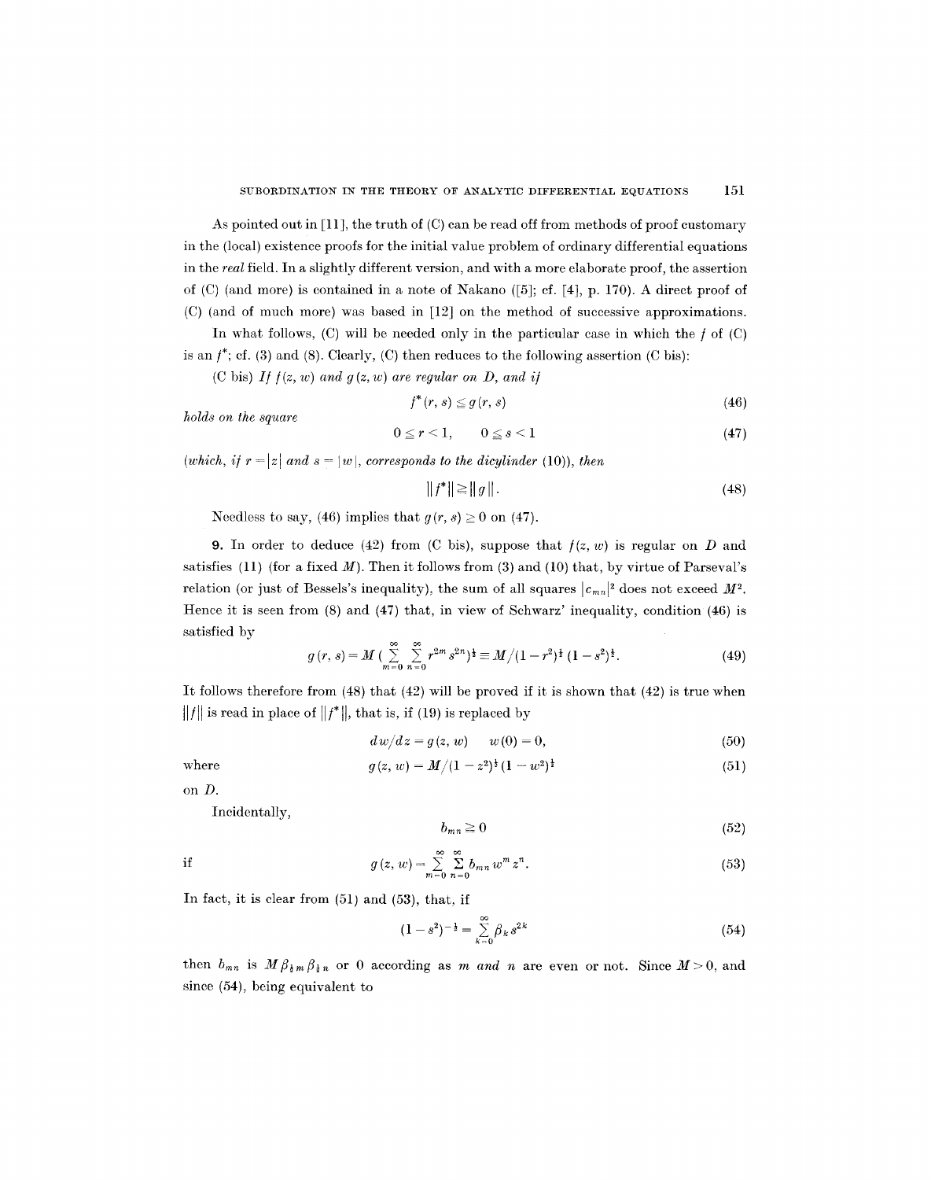As pointed out in [11], the truth of (C) can be read off from methods of proof customary in the (local) existence proofs for the initial value problem of ordinary differential equations in the *real* field. In a slightly different version, and with a more elaborate proof, the assertion of (C) (and more) is contained in a note of Nakano ([5]; cf. [4], p. 170). A direct proof of (C) (and of much more) was based in [12] on the method of successive approximations.

In what follows, (C) will be needed only in the particular case in which the $f$ of (C) is an $f^*$; cf. (3) and (8). Clearly, (C) then reduces to the following assertion (C bis):

(C bis) *If $f(z, w)$ and $g(z, w)$ are regular on $D$, and if*

$$f^*(r, s) \leq g(r, s) \tag{46}$$

*holds on the square*

$$0 \leq r < 1, \qquad 0 \leq s < 1 \tag{47}$$

*(which, if $r = |z|$ and $s = |w|$, corresponds to the dicylinder* (10)*), then*

$$\|f^*\| \geq \|g\|. \tag{48}$$

Needless to say, (46) implies that $g(r, s) \geq 0$ on (47).

**9.** In order to deduce (42) from (C bis), suppose that $f(z, w)$ is regular on $D$ and satisfies (11) (for a fixed $M$). Then it follows from (3) and (10) that, by virtue of Parseval's relation (or just of Bessels's inequality), the sum of all squares $|c_{mn}|^2$ does not exceed $M^2$. Hence it is seen from (8) and (47) that, in view of Schwarz' inequality, condition (46) is satisfied by

$$g(r, s) = M\left(\sum_{m=0}^{\infty} \sum_{n=0}^{\infty} r^{2m} s^{2n}\right)^{\frac{1}{2}} \equiv M/(1 - r^2)^{\frac{1}{2}} (1 - s^2)^{\frac{1}{2}}. \tag{49}$$

It follows therefore from (48) that (42) will be proved if it is shown that (42) is true when $\|f\|$ is read in place of $\|f^*\|$, that is, if (19) is replaced by

$$dw/dz = g(z, w) \qquad w(0) = 0, \tag{50}$$

where

$$g(z, w) = M/(1 - z^2)^{\frac{1}{2}} (1 - w^2)^{\frac{1}{2}} \tag{51}$$

on $D$.

Incidentally,

$$b_{mn} \geq 0 \tag{52}$$

if

$$g(z, w) = \sum_{m=0}^{\infty} \sum_{n=0}^{\infty} b_{mn} w^m z^n. \tag{53}$$

In fact, it is clear from (51) and (53), that, if

$$(1 - s^2)^{-\frac{1}{2}} = \sum_{k=0}^{\infty} \beta_k s^{2k} \tag{54}$$

then $b_{mn}$ is $M \beta_{\frac{1}{2}m} \beta_{\frac{1}{2}n}$ or 0 according as $m$ *and* $n$ are even or not. Since $M > 0$, and since (54), being equivalent to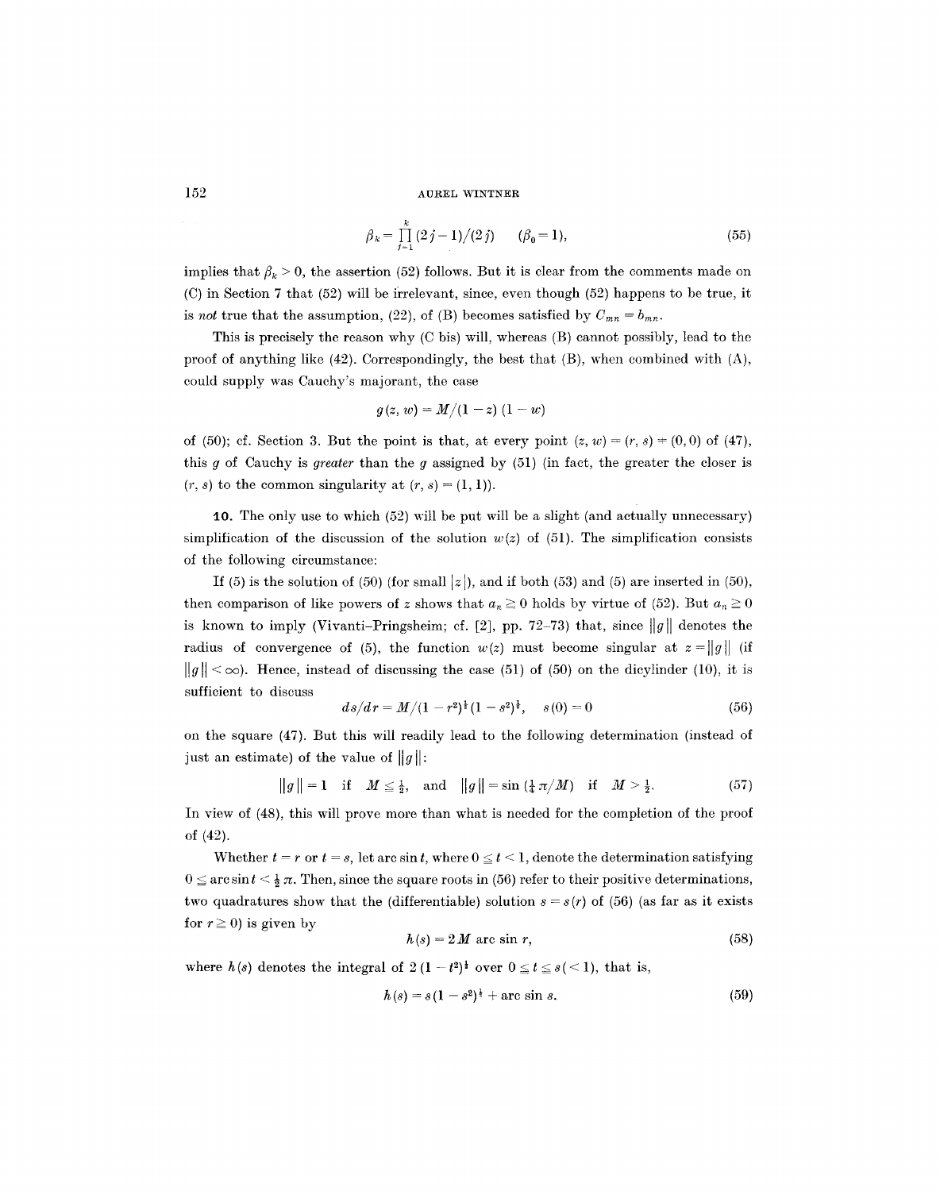$$\beta_k = \prod_{j=1}^{k} (2j-1)/(2j) \qquad (\beta_0 = 1), \tag{55}$$

implies that $\beta_k > 0$, the assertion (52) follows. But it is clear from the comments made on (C) in Section 7 that (52) will be irrelevant, since, even though (52) happens to be true, it is *not* true that the assumption, (22), of (B) becomes satisfied by $C_{mn} = b_{mn}$.

This is precisely the reason why (C bis) will, whereas (B) cannot possibly, lead to the proof of anything like (42). Correspondingly, the best that (B), when combined with (A), could supply was Cauchy's majorant, the case

$$g(z, w) = M/(1-z)(1-w)$$

of (50); cf. Section 3. But the point is that, at every point $(z, w) = (r, s) \neq (0, 0)$ of (47), this $g$ of Cauchy is *greater* than the $g$ assigned by (51) (in fact, the greater the closer is $(r, s)$ to the common singularity at $(r, s) = (1, 1)$).

**10.** The only use to which (52) will be put will be a slight (and actually unnecessary) simplification of the discussion of the solution $w(z)$ of (51). The simplification consists of the following circumstance:

If (5) is the solution of (50) (for small $|z|$), and if both (53) and (5) are inserted in (50), then comparison of like powers of $z$ shows that $a_n \geq 0$ holds by virtue of (52). But $a_n \geq 0$ is known to imply (Vivanti–Pringsheim; cf. [2], pp. 72–73) that, since $\|g\|$ denotes the radius of convergence of (5), the function $w(z)$ must become singular at $z = \|g\|$ (if $\|g\| < \infty$). Hence, instead of discussing the case (51) of (50) on the dicylinder (10), it is sufficient to discuss

$$ds/dr = M/(1-r^2)^{\frac{1}{2}}(1-s^2)^{\frac{1}{2}}, \quad s(0) = 0 \tag{56}$$

on the square (47). But this will readily lead to the following determination (instead of just an estimate) of the value of $\|g\|$:

$$\|g\| = 1 \quad \text{if} \quad M \leq \tfrac{1}{2}, \quad \text{and} \quad \|g\| = \sin\left(\tfrac{1}{4}\pi/M\right) \quad \text{if} \quad M > \tfrac{1}{2}. \tag{57}$$

In view of (48), this will prove more than what is needed for the completion of the proof of (42).

Whether $t = r$ or $t = s$, let $\arcsin t$, where $0 \leq t < 1$, denote the determination satisfying $0 \leq \arcsin t < \frac{1}{2}\pi$. Then, since the square roots in (56) refer to their positive determinations, two quadratures show that the (differentiable) solution $s = s(r)$ of (56) (as far as it exists for $r \geq 0$) is given by

$$h(s) = 2M \arcsin r, \tag{58}$$

where $h(s)$ denotes the integral of $2(1-t^2)^{\frac{1}{2}}$ over $0 \leq t \leq s (< 1)$, that is,

$$h(s) = s(1-s^2)^{\frac{1}{2}} + \arcsin s. \tag{59}$$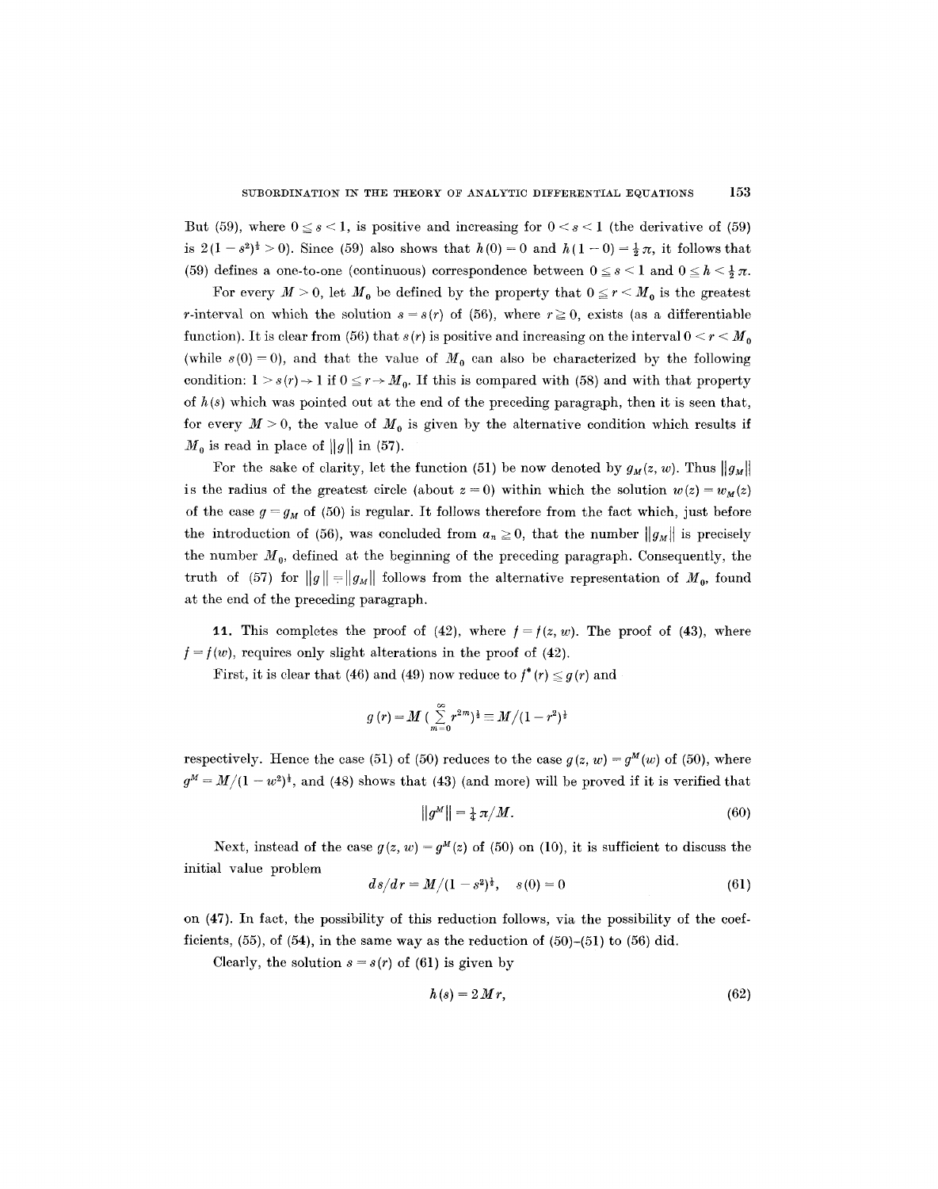But (59), where $0 \leq s < 1$, is positive and increasing for $0 < s < 1$ (the derivative of (59) is $2(1-s^2)^{\frac{1}{2}} > 0$). Since (59) also shows that $h(0) = 0$ and $h(1-0) = \frac{1}{2}\pi$, it follows that (59) defines a one-to-one (continuous) correspondence between $0 \leq s < 1$ and $0 \leq h < \frac{1}{2}\pi$.

For every $M > 0$, let $M_0$ be defined by the property that $0 \leq r < M_0$ is the greatest $r$-interval on which the solution $s = s(r)$ of (56), where $r \geq 0$, exists (as a differentiable function). It is clear from (56) that $s(r)$ is positive and increasing on the interval $0 < r < M_0$ (while $s(0) = 0$), and that the value of $M_0$ can also be characterized by the following condition: $1 > s(r) \to 1$ if $0 \leq r \to M_0$. If this is compared with (58) and with that property of $h(s)$ which was pointed out at the end of the preceding paragraph, then it is seen that, for every $M > 0$, the value of $M_0$ is given by the alternative condition which results if $M_0$ is read in place of $\|g\|$ in (57).

For the sake of clarity, let the function (51) be now denoted by $g_M(z, w)$. Thus $\|g_M\|$ is the radius of the greatest circle (about $z = 0$) within which the solution $w(z) = w_M(z)$ of the case $g = g_M$ of (50) is regular. It follows therefore from the fact which, just before the introduction of (56), was concluded from $a_n \geq 0$, that the number $\|g_M\|$ is precisely the number $M_0$, defined at the beginning of the preceding paragraph. Consequently, the truth of (57) for $\|g\| = \|g_M\|$ follows from the alternative representation of $M_0$, found at the end of the preceding paragraph.

**11.** This completes the proof of (42), where $f = f(z, w)$. The proof of (43), where $f = f(w)$, requires only slight alterations in the proof of (42).

First, it is clear that (46) and (49) now reduce to $f^*(r) \leq g(r)$ and

$$g(r) = M\left(\sum_{m=0}^{\infty} r^{2m}\right)^{\frac{1}{2}} = M/(1-r^2)^{\frac{1}{2}}$$

respectively. Hence the case (51) of (50) reduces to the case $g(z, w) = g^M(w)$ of (50), where $g^M = M/(1-w^2)^{\frac{1}{2}}$, and (48) shows that (43) (and more) will be proved if it is verified that

$$\|g^M\| = \tfrac{1}{4}\pi/M. \tag{60}$$

Next, instead of the case $g(z, w) = g^M(z)$ of (50) on (10), it is sufficient to discuss the initial value problem

$$ds/dr = M/(1-s^2)^{\frac{1}{2}}, \quad s(0) = 0 \tag{61}$$

on (47). In fact, the possibility of this reduction follows, via the possibility of the coefficients, (55), of (54), in the same way as the reduction of (50)–(51) to (56) did.

Clearly, the solution $s = s(r)$ of (61) is given by

$$h(s) = 2Mr, \tag{62}$$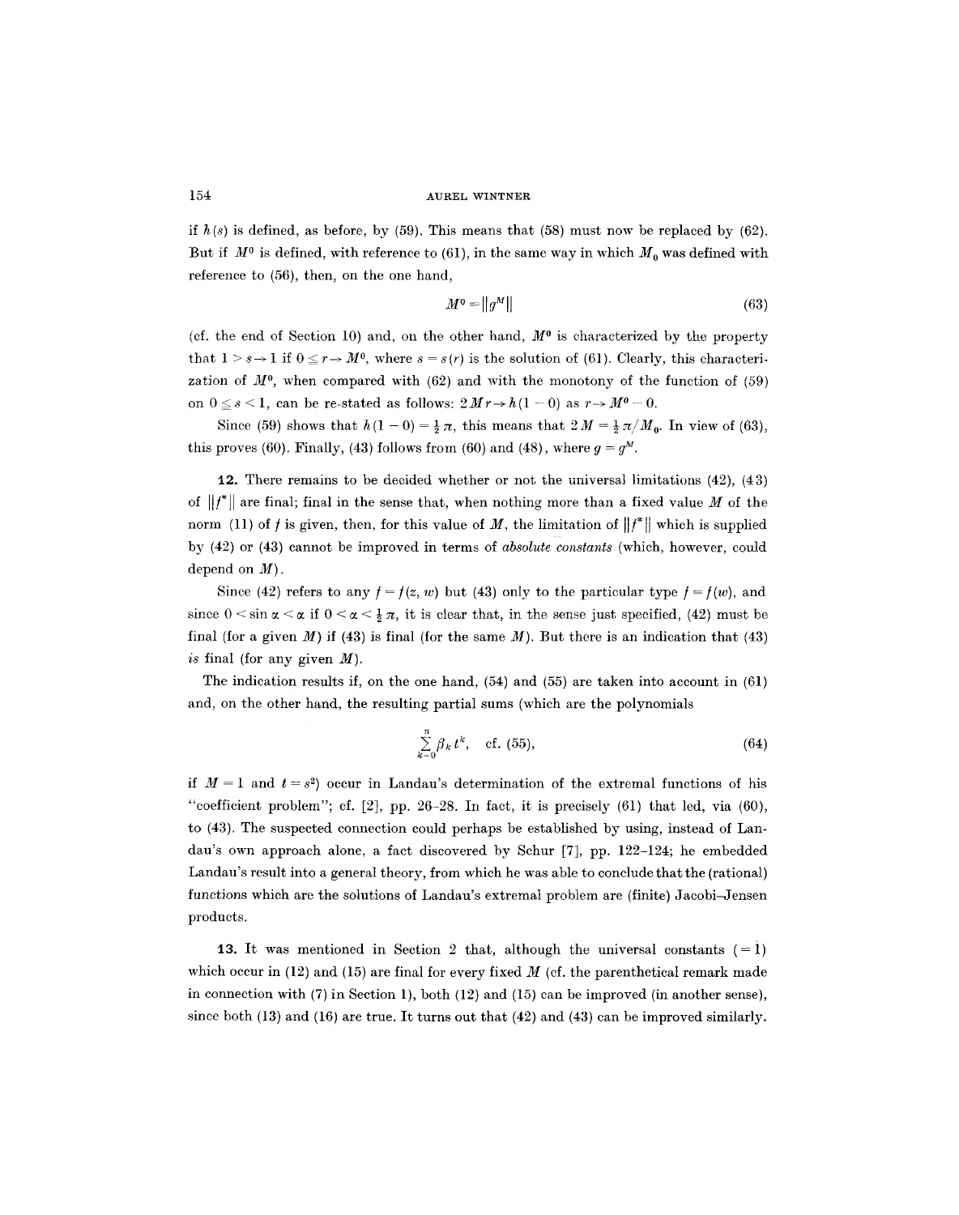if $h(s)$ is defined, as before, by (59). This means that (58) must now be replaced by (62). But if $M^0$ is defined, with reference to (61), in the same way in which $M_0$ was defined with reference to (56), then, on the one hand,

$$M^0 = \|g^M\| \tag{63}$$

(cf. the end of Section 10) and, on the other hand, $M^0$ is characterized by the property that $1 > s \to 1$ if $0 \leq r \to M^0$, where $s = s(r)$ is the solution of (61). Clearly, this characterization of $M^0$, when compared with (62) and with the monotony of the function of (59) on $0 \leq s < 1$, can be re-stated as follows: $2Mr \to h(1-0)$ as $r \to M^0 - 0$.

Since (59) shows that $h(1-0) = \frac{1}{2}\pi$, this means that $2M = \frac{1}{2}\pi/M_0$. In view of (63), this proves (60). Finally, (43) follows from (60) and (48), where $g = g^M$.

**12.** There remains to be decided whether or not the universal limitations (42), (43) of $\|f^*\|$ are final; final in the sense that, when nothing more than a fixed value $M$ of the norm (11) of $f$ is given, then, for this value of $M$, the limitation of $\|f^*\|$ which is supplied by (42) or (43) cannot be improved in terms of *absolute constants* (which, however, could depend on $M$).

Since (42) refers to any $f = f(z, w)$ but (43) only to the particular type $f = f(w)$, and since $0 < \sin \alpha < \alpha$ if $0 < \alpha < \frac{1}{2}\pi$, it is clear that, in the sense just specified, (42) must be final (for a given $M$) if (43) is final (for the same $M$). But there is an indication that (43) *is* final (for any given $M$).

The indication results if, on the one hand, (54) and (55) are taken into account in (61) and, on the other hand, the resulting partial sums (which are the polynomials

$$\sum_{k=0}^{n} \beta_k t^k, \quad \text{cf. (55)}, \tag{64}$$

if $M = 1$ and $t = s^2$) occur in Landau's determination of the extremal functions of his "coefficient problem"; cf. [2], pp. 26–28. In fact, it is precisely (61) that led, via (60), to (43). The suspected connection could perhaps be established by using, instead of Landau's own approach alone, a fact discovered by Schur [7], pp. 122–124; he embedded Landau's result into a general theory, from which he was able to conclude that the (rational) functions which are the solutions of Landau's extremal problem are (finite) Jacobi–Jensen products.

**13.** It was mentioned in Section 2 that, although the universal constants $(=1)$ which occur in (12) and (15) are final for every fixed $M$ (cf. the parenthetical remark made in connection with (7) in Section 1), both (12) and (15) can be improved (in another sense), since both (13) and (16) are true. It turns out that (42) and (43) can be improved similarly.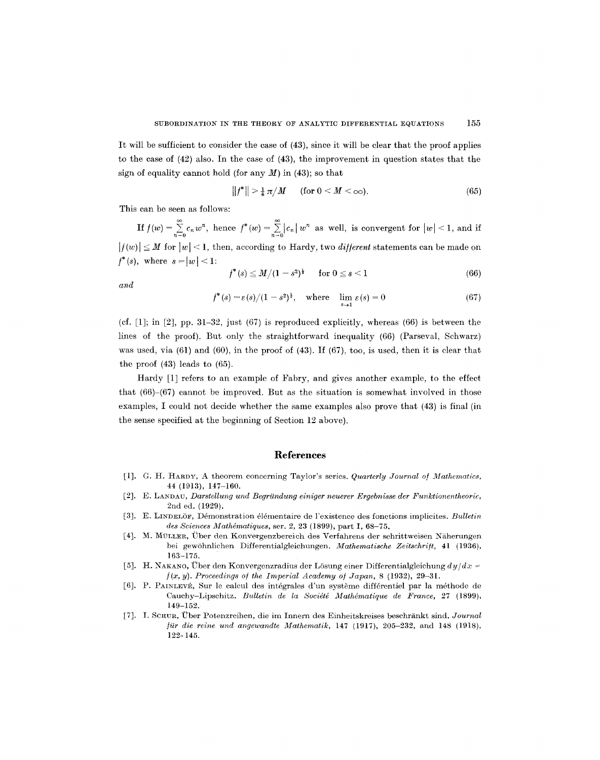It will be sufficient to consider the case of (43), since it will be clear that the proof applies to the case of (42) also. In the case of (43), the improvement in question states that the sign of equality cannot hold (for any $M$) in (43); so that

$$\|f^*\| > \tfrac{1}{4}\pi/M \qquad (\text{for } 0 < M < \infty). \tag{65}$$

This can be seen as follows:

If $f(w) = \sum_{n=0}^{\infty} c_n w^n$, hence $f^*(w) = \sum_{n=0}^{\infty} |c_n| w^n$ as well, is convergent for $|w| < 1$, and if $|f(w)| \leq M$ for $|w| < 1$, then, according to Hardy, two *different* statements can be made on $f^*(s)$, where $s = |w| < 1$:

$$f^*(s) \leq M/(1-s^2)^{\frac{1}{2}} \qquad \text{for } 0 \leq s < 1 \tag{66}$$

*and*

$$f^*(s) = \varepsilon(s)/(1-s^2)^{\frac{1}{2}}, \quad \text{where} \quad \lim_{s \to 1} \varepsilon(s) = 0 \tag{67}$$

(cf. [1]; in [2], pp. 31–32, just (67) is reproduced explicitly, whereas (66) is between the lines of the proof). But only the straightforward inequality (66) (Parseval, Schwarz) was used, via (61) and (60), in the proof of (43). If (67), too, is used, then it is clear that the proof (43) leads to (65).

Hardy [1] refers to an example of Fabry, and gives another example, to the effect that (66)–(67) cannot be improved. But as the situation is somewhat involved in those examples, I could not decide whether the same examples also prove that (43) is final (in the sense specified at the beginning of Section 12 above).

## References

[1]. G. H. Hardy, A theorem concerning Taylor's series. *Quarterly Journal of Mathematics*, 44 (1913), 147–160.

[2]. E. Landau, *Darstellung und Begründung einiger neuerer Ergebnisse der Funktionentheorie*, 2nd ed. (1929).

[3]. E. Lindelöf, Démonstration élémentaire de l'existence des fonctions implicites. *Bulletin des Sciences Mathématiques*, ser. 2, 23 (1899), part I, 68–75.

[4]. M. Müller, Über den Konvergenzbereich des Verfahrens der schrittweisen Näherungen bei gewöhnlichen Differentialgleichungen. *Mathematische Zeitschrift*, 41 (1936), 163–175.

[5]. H. Nakano, Über den Konvergenzradius der Lösung einer Differentialgleichung $dy/dx = f(x, y)$. *Proceedings of the Imperial Academy of Japan*, 8 (1932), 29–31.

[6]. P. Painlevé, Sur le calcul des intégrales d'un système différentiel par la méthode de Cauchy-Lipschitz. *Bulletin de la Société Mathématique de France*, 27 (1899), 149–152.

[7]. I. Schur, Über Potenzreihen, die im Innern des Einheitskreises beschränkt sind. *Journal für die reine und angewandte Mathematik*, 147 (1917), 205–232, and 148 (1918), 122–145.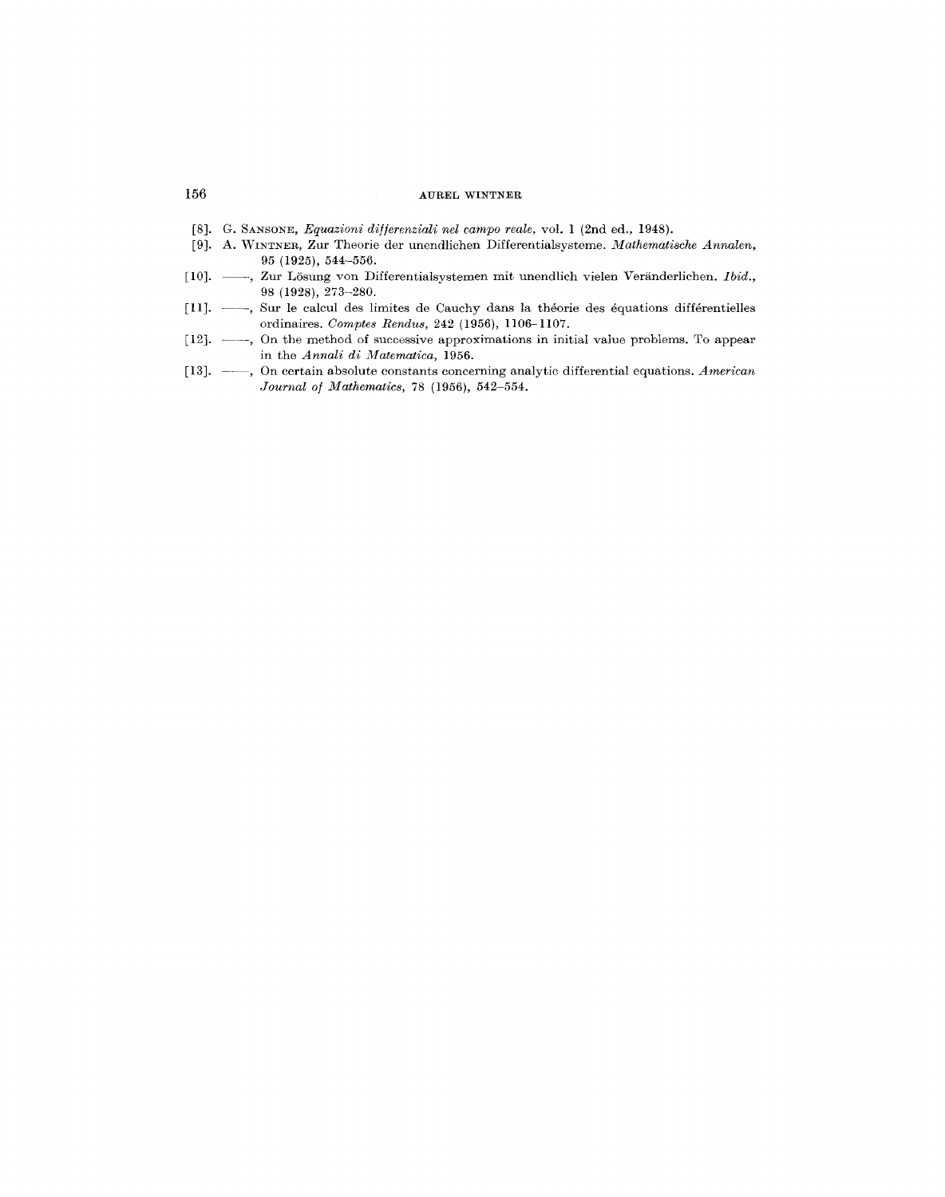[8]. G. SANSONE, *Equazioni differenziali nel campo reale*, vol. 1 (2nd ed., 1948).

[9]. A. WINTNER, Zur Theorie der unendlichen Differentialsysteme. *Mathematische Annalen*, 95 (1925), 544–556.

[10]. ——, Zur Lösung von Differentialsystemen mit unendlich vielen Veränderlichen. *Ibid.*, 98 (1928), 273–280.

[11]. ——, Sur le calcul des limites de Cauchy dans la théorie des équations différentielles ordinaires. *Comptes Rendus*, 242 (1956), 1106–1107.

[12]. ——, On the method of successive approximations in initial value problems. To appear in the *Annali di Matematica*, 1956.

[13]. ——, On certain absolute constants concerning analytic differential equations. *American Journal of Mathematics*, 78 (1956), 542–554.